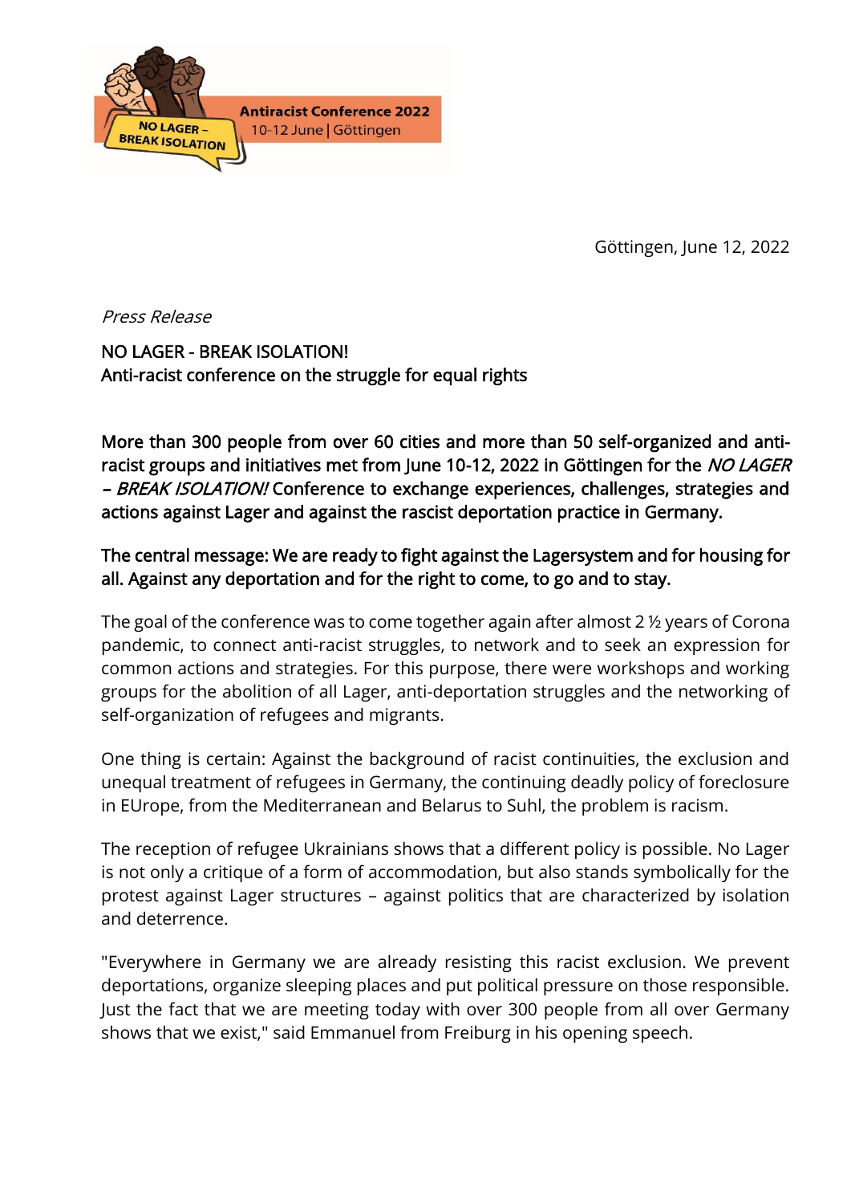NO LAGER – BREAK ISOLATION

Antiracist Conference 2022
10-12 June | Göttingen

Göttingen, June 12, 2022

*Press Release*

NO LAGER - BREAK ISOLATION!
Anti-racist conference on the struggle for equal rights

**More than 300 people from over 60 cities and more than 50 self-organized and anti-racist groups and initiatives met from June 10-12, 2022 in Göttingen for the *NO LAGER – BREAK ISOLATION!* Conference to exchange experiences, challenges, strategies and actions against Lager and against the rascist deportation practice in Germany.**

**The central message: We are ready to fight against the Lagersystem and for housing for all. Against any deportation and for the right to come, to go and to stay.**

The goal of the conference was to come together again after almost 2 ½ years of Corona pandemic, to connect anti-racist struggles, to network and to seek an expression for common actions and strategies. For this purpose, there were workshops and working groups for the abolition of all Lager, anti-deportation struggles and the networking of self-organization of refugees and migrants.

One thing is certain: Against the background of racist continuities, the exclusion and unequal treatment of refugees in Germany, the continuing deadly policy of foreclosure in EUrope, from the Mediterranean and Belarus to Suhl, the problem is racism.

The reception of refugee Ukrainians shows that a different policy is possible. No Lager is not only a critique of a form of accommodation, but also stands symbolically for the protest against Lager structures – against politics that are characterized by isolation and deterrence.

"Everywhere in Germany we are already resisting this racist exclusion. We prevent deportations, organize sleeping places and put political pressure on those responsible. Just the fact that we are meeting today with over 300 people from all over Germany shows that we exist," said Emmanuel from Freiburg in his opening speech.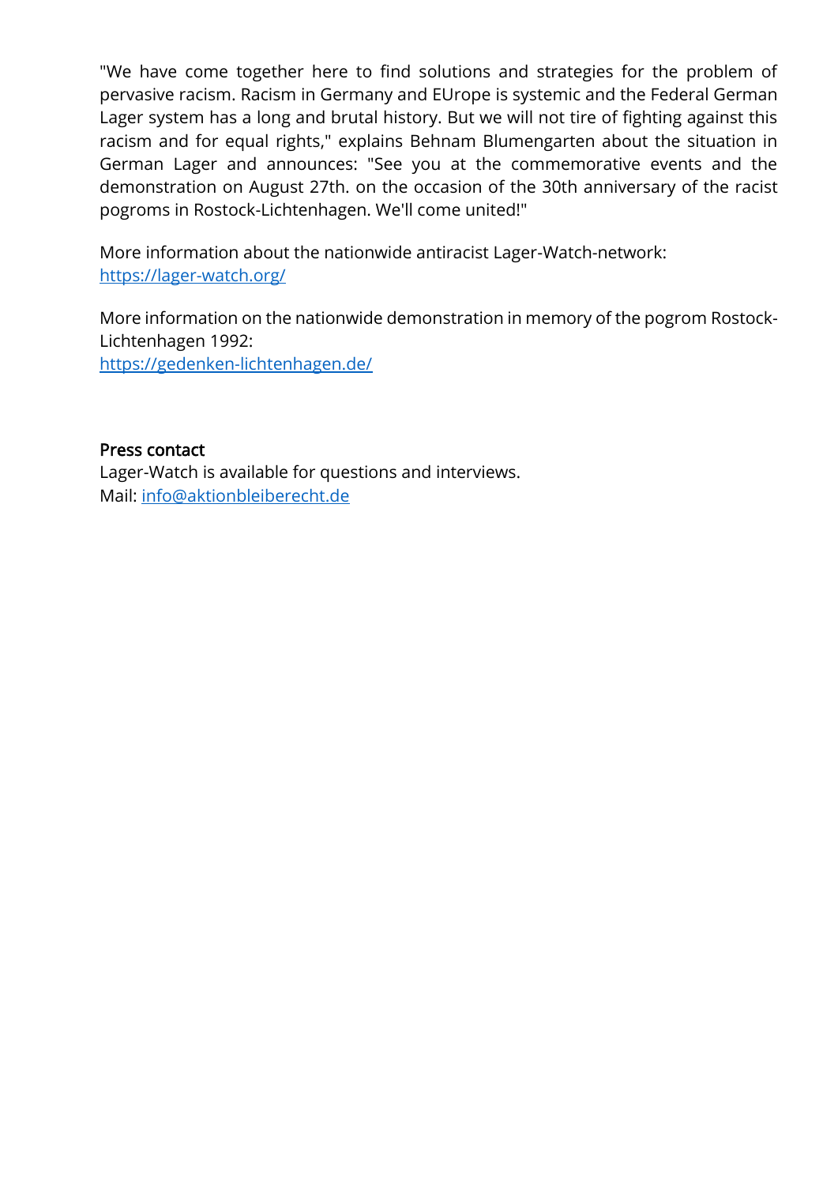"We have come together here to find solutions and strategies for the problem of pervasive racism. Racism in Germany and EUrope is systemic and the Federal German Lager system has a long and brutal history. But we will not tire of fighting against this racism and for equal rights," explains Behnam Blumengarten about the situation in German Lager and announces: "See you at the commemorative events and the demonstration on August 27th. on the occasion of the 30th anniversary of the racist pogroms in Rostock-Lichtenhagen. We'll come united!"

More information about the nationwide antiracist Lager-Watch-network:
[https://lager-watch.org/](https://lager-watch.org/)

More information on the nationwide demonstration in memory of the pogrom Rostock-Lichtenhagen 1992:
[https://gedenken-lichtenhagen.de/](https://gedenken-lichtenhagen.de/)

**Press contact**

Lager-Watch is available for questions and interviews.
Mail: [info@aktionbleiberecht.de](mailto:info@aktionbleiberecht.de)